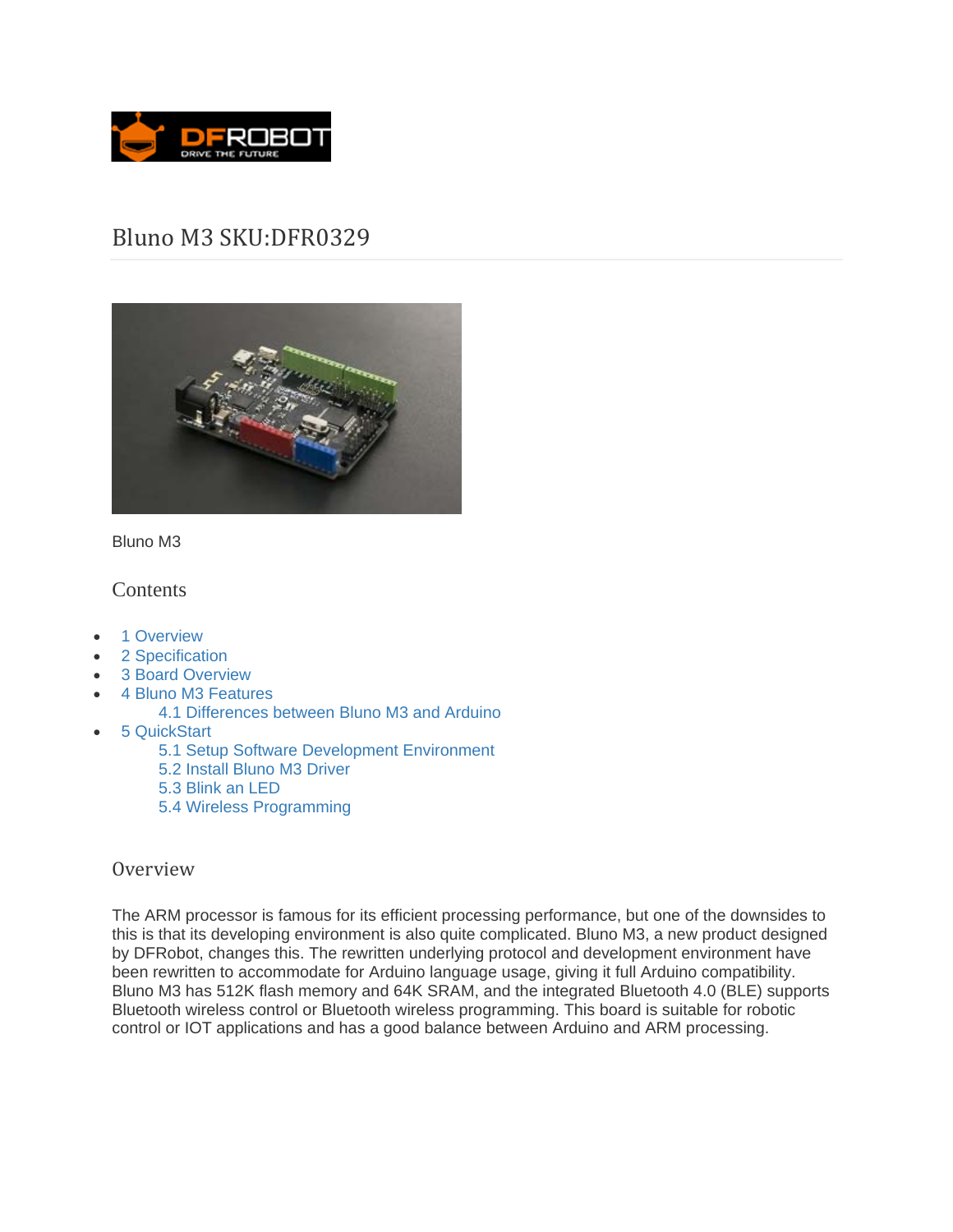# Bluno M3 SKU:DFR0329

Bluno M3

## Contents

- 1 Overview
- 2 Specification
- 3 Board Overview
- 4 Bluno M3 Features
  - 4.1 Differences between Bluno M3 and Arduino
- 5 QuickStart
  - 5.1 Setup Software Development Environment
  - 5.2 Install Bluno M3 Driver
  - 5.3 Blink an LED
  - 5.4 Wireless Programming

## Overview

The ARM processor is famous for its efficient processing performance, but one of the downsides to this is that its developing environment is also quite complicated. Bluno M3, a new product designed by DFRobot, changes this. The rewritten underlying protocol and development environment have been rewritten to accommodate for Arduino language usage, giving it full Arduino compatibility. Bluno M3 has 512K flash memory and 64K SRAM, and the integrated Bluetooth 4.0 (BLE) supports Bluetooth wireless control or Bluetooth wireless programming. This board is suitable for robotic control or IOT applications and has a good balance between Arduino and ARM processing.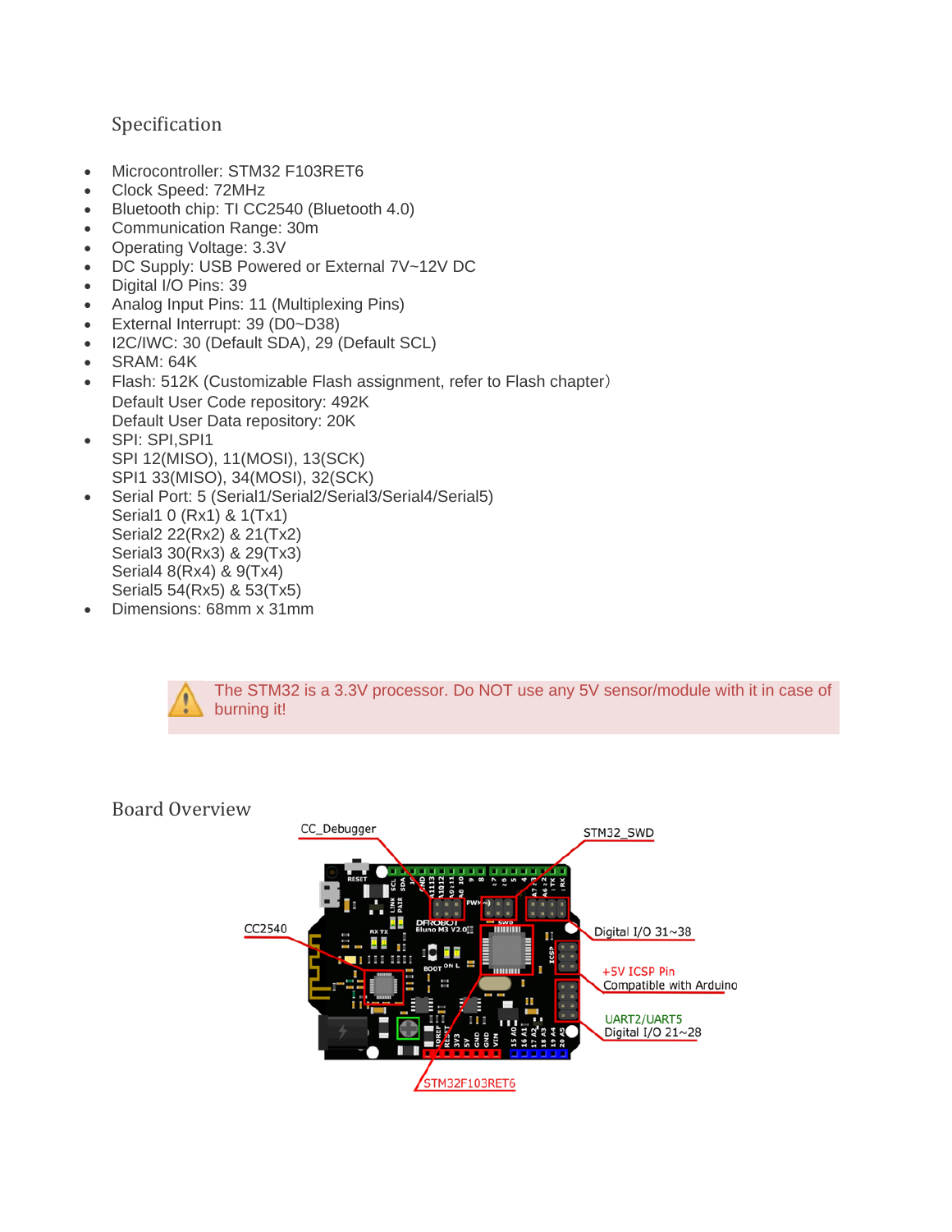## Specification

- Microcontroller: STM32 F103RET6
- Clock Speed: 72MHz
- Bluetooth chip: TI CC2540 (Bluetooth 4.0)
- Communication Range: 30m
- Operating Voltage: 3.3V
- DC Supply: USB Powered or External 7V~12V DC
- Digital I/O Pins: 39
- Analog Input Pins: 11 (Multiplexing Pins)
- External Interrupt: 39 (D0~D38)
- I2C/IWC: 30 (Default SDA), 29 (Default SCL)
- SRAM: 64K
- Flash: 512K (Customizable Flash assignment, refer to Flash chapter）
  Default User Code repository: 492K
  Default User Data repository: 20K
- SPI: SPI,SPI1
  SPI 12(MISO), 11(MOSI), 13(SCK)
  SPI1 33(MISO), 34(MOSI), 32(SCK)
- Serial Port: 5 (Serial1/Serial2/Serial3/Serial4/Serial5)
  Serial1 0 (Rx1) & 1(Tx1)
  Serial2 22(Rx2) & 21(Tx2)
  Serial3 30(Rx3) & 29(Tx3)
  Serial4 8(Rx4) & 9(Tx4)
  Serial5 54(Rx5) & 53(Tx5)
- Dimensions: 68mm x 31mm

The STM32 is a 3.3V processor. Do NOT use any 5V sensor/module with it in case of burning it!

## Board Overview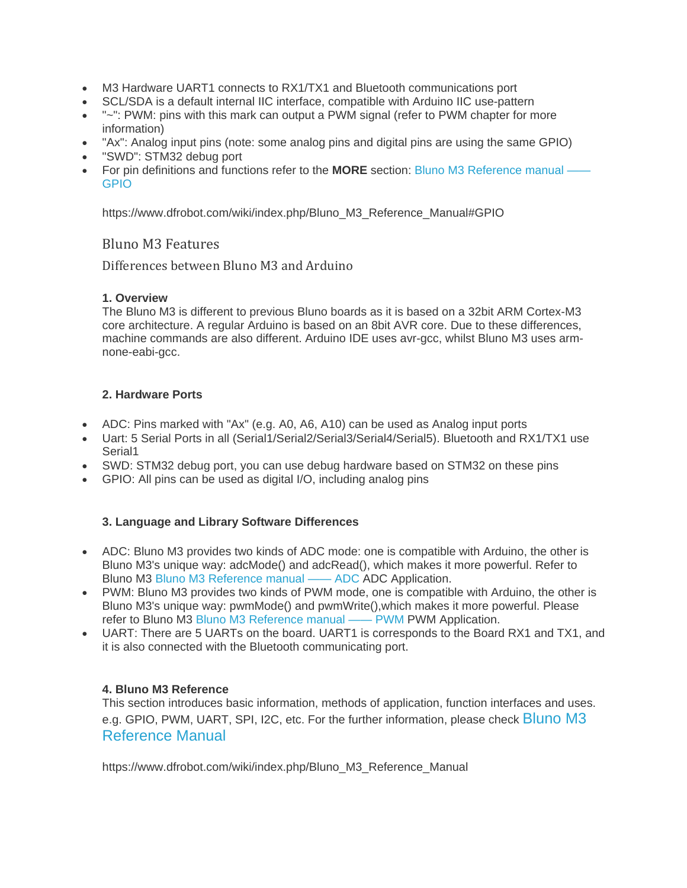- M3 Hardware UART1 connects to RX1/TX1 and Bluetooth communications port
- SCL/SDA is a default internal IIC interface, compatible with Arduino IIC use-pattern
- "~": PWM: pins with this mark can output a PWM signal (refer to PWM chapter for more information)
- "Ax": Analog input pins (note: some analog pins and digital pins are using the same GPIO)
- "SWD": STM32 debug port
- For pin definitions and functions refer to the **MORE** section: Bluno M3 Reference manual —— GPIO

  https://www.dfrobot.com/wiki/index.php/Bluno_M3_Reference_Manual#GPIO

## Bluno M3 Features

### Differences between Bluno M3 and Arduino

**1. Overview**

The Bluno M3 is different to previous Bluno boards as it is based on a 32bit ARM Cortex-M3 core architecture. A regular Arduino is based on an 8bit AVR core. Due to these differences, machine commands are also different. Arduino IDE uses avr-gcc, whilst Bluno M3 uses arm-none-eabi-gcc.

**2. Hardware Ports**

- ADC: Pins marked with "Ax" (e.g. A0, A6, A10) can be used as Analog input ports
- Uart: 5 Serial Ports in all (Serial1/Serial2/Serial3/Serial4/Serial5). Bluetooth and RX1/TX1 use Serial1
- SWD: STM32 debug port, you can use debug hardware based on STM32 on these pins
- GPIO: All pins can be used as digital I/O, including analog pins

**3. Language and Library Software Differences**

- ADC: Bluno M3 provides two kinds of ADC mode: one is compatible with Arduino, the other is Bluno M3's unique way: adcMode() and adcRead(), which makes it more powerful. Refer to Bluno M3 Bluno M3 Reference manual —— ADC ADC Application.
- PWM: Bluno M3 provides two kinds of PWM mode, one is compatible with Arduino, the other is Bluno M3's unique way: pwmMode() and pwmWrite(),which makes it more powerful. Please refer to Bluno M3 Bluno M3 Reference manual —— PWM PWM Application.
- UART: There are 5 UARTs on the board. UART1 is corresponds to the Board RX1 and TX1, and it is also connected with the Bluetooth communicating port.

**4. Bluno M3 Reference**

This section introduces basic information, methods of application, function interfaces and uses. e.g. GPIO, PWM, UART, SPI, I2C, etc. For the further information, please check Bluno M3 Reference Manual

https://www.dfrobot.com/wiki/index.php/Bluno_M3_Reference_Manual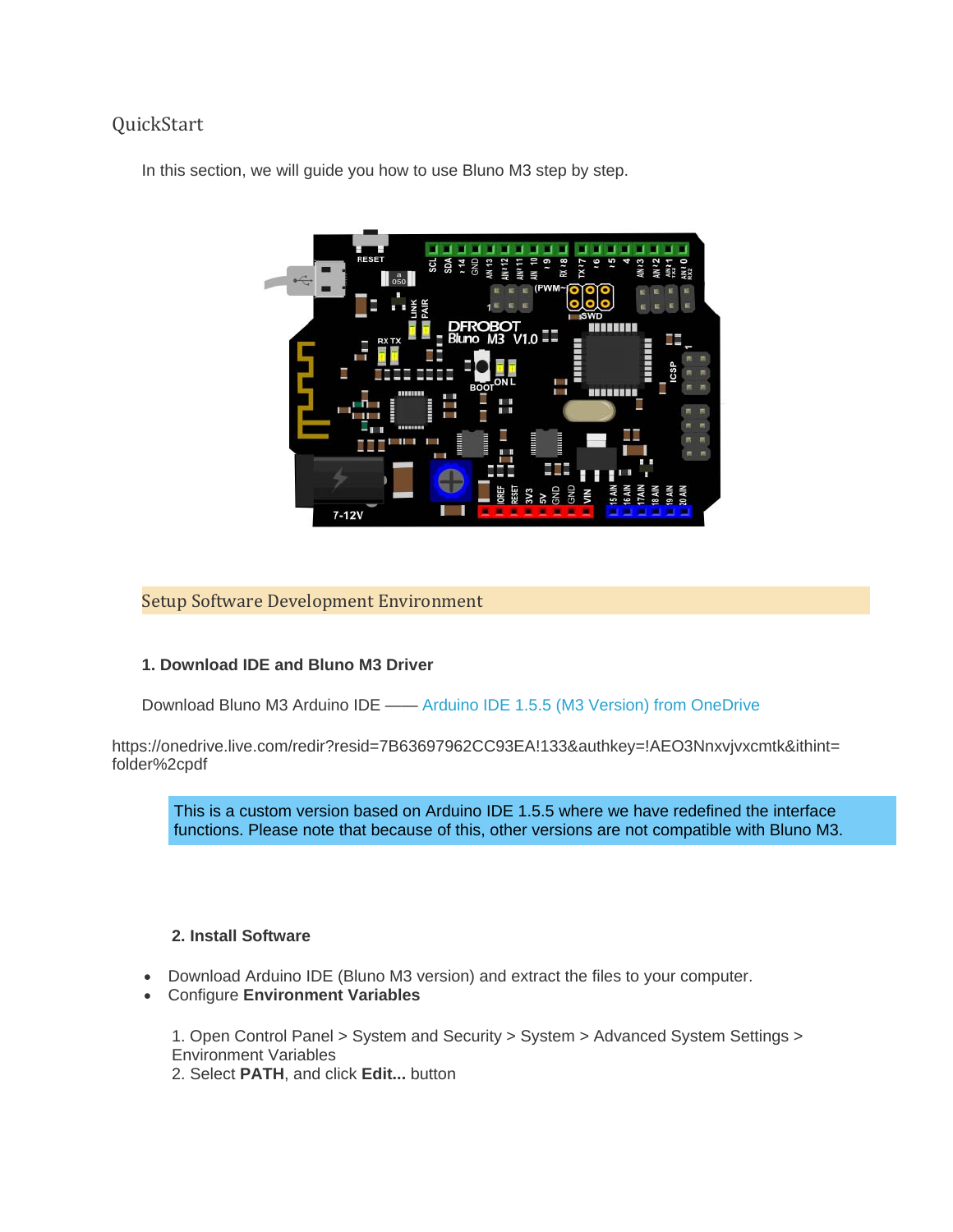## QuickStart

In this section, we will guide you how to use Bluno M3 step by step.

### Setup Software Development Environment

**1. Download IDE and Bluno M3 Driver**

Download Bluno M3 Arduino IDE —— Arduino IDE 1.5.5 (M3 Version) from OneDrive

https://onedrive.live.com/redir?resid=7B63697962CC93EA!133&authkey=!AEO3Nnxvjvxcmtk&ithint=folder%2cpdf

> This is a custom version based on Arduino IDE 1.5.5 where we have redefined the interface functions. Please note that because of this, other versions are not compatible with Bluno M3.

**2. Install Software**

- Download Arduino IDE (Bluno M3 version) and extract the files to your computer.
- Configure **Environment Variables**

1. Open Control Panel > System and Security > System > Advanced System Settings > Environment Variables
2. Select **PATH**, and click **Edit...** button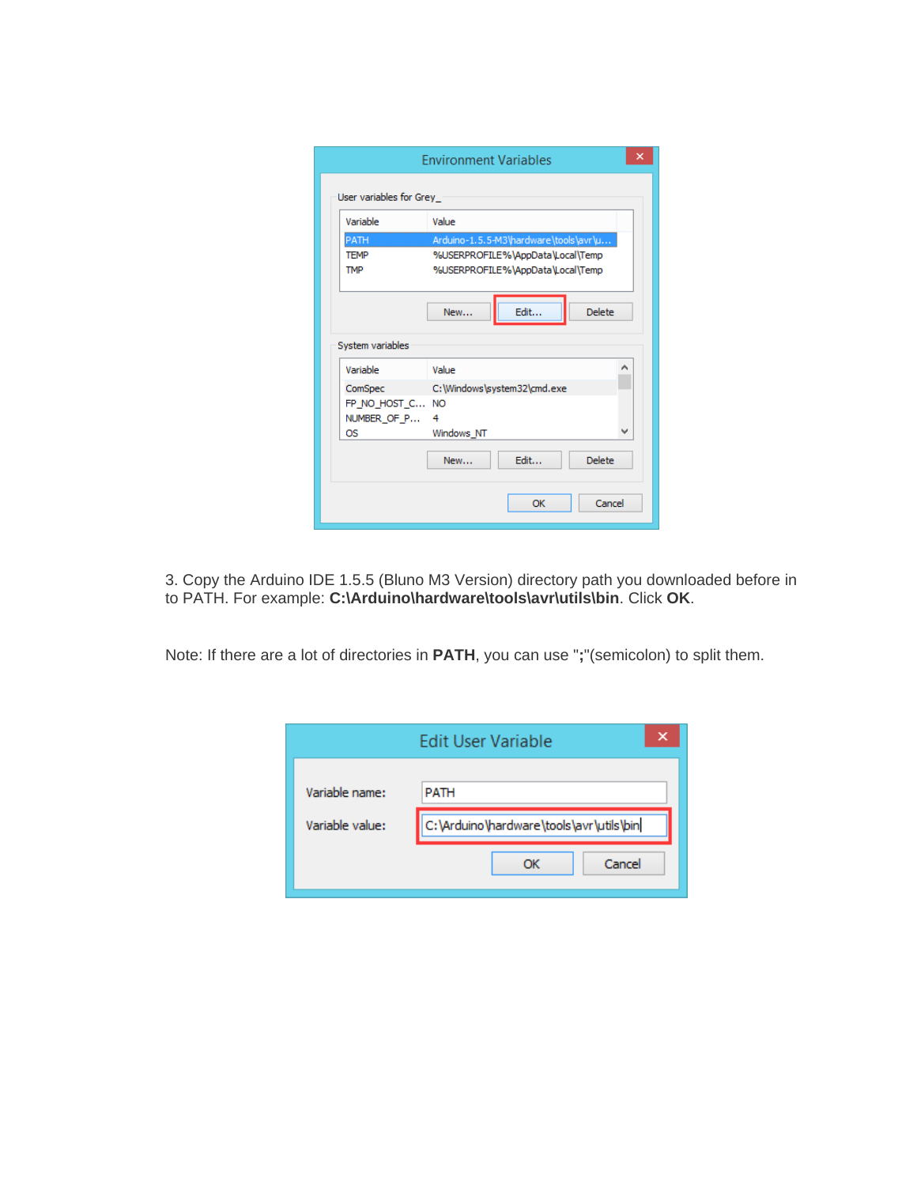3. Copy the Arduino IDE 1.5.5 (Bluno M3 Version) directory path you downloaded before in to PATH. For example: **C:\Arduino\hardware\tools\avr\utils\bin**. Click **OK**.

Note: If there are a lot of directories in **PATH**, you can use "**;**"(semicolon) to split them.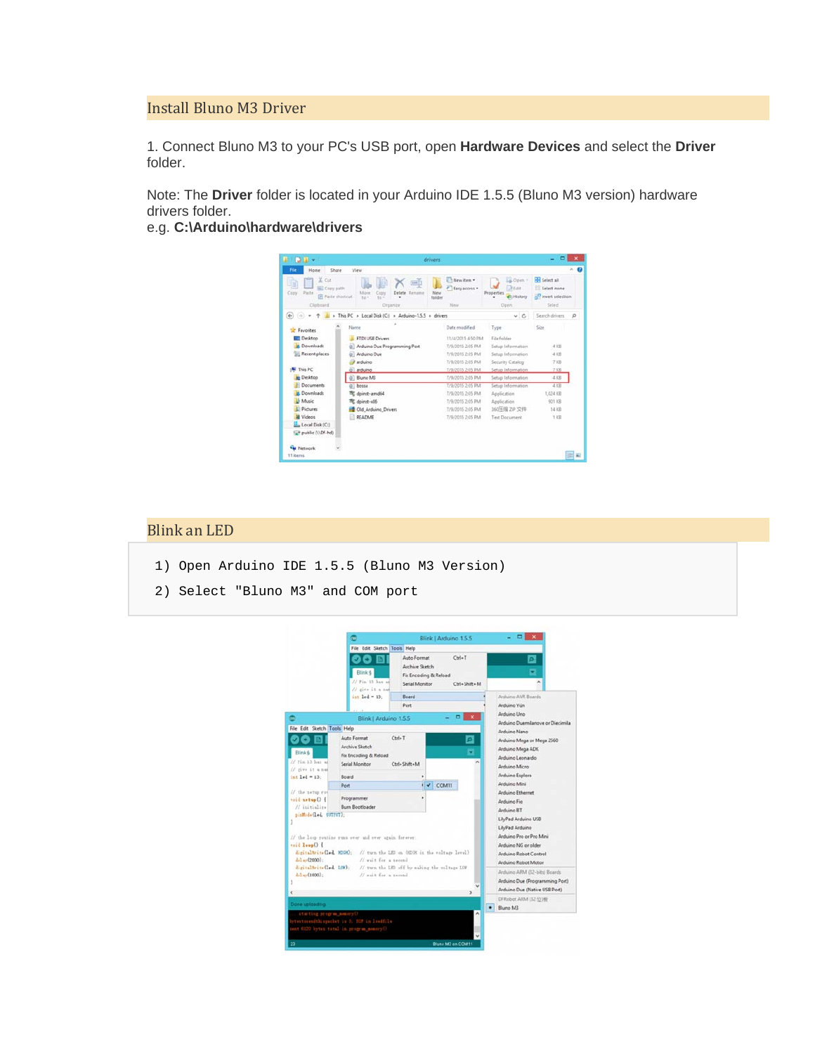## Install Bluno M3 Driver

1. Connect Bluno M3 to your PC's USB port, open **Hardware Devices** and select the **Driver** folder.

Note: The **Driver** folder is located in your Arduino IDE 1.5.5 (Bluno M3 version) hardware drivers folder.
e.g. **C:\Arduino\hardware\drivers**

## Blink an LED

```
1) Open Arduino IDE 1.5.5 (Bluno M3 Version)
2) Select "Bluno M3" and COM port
```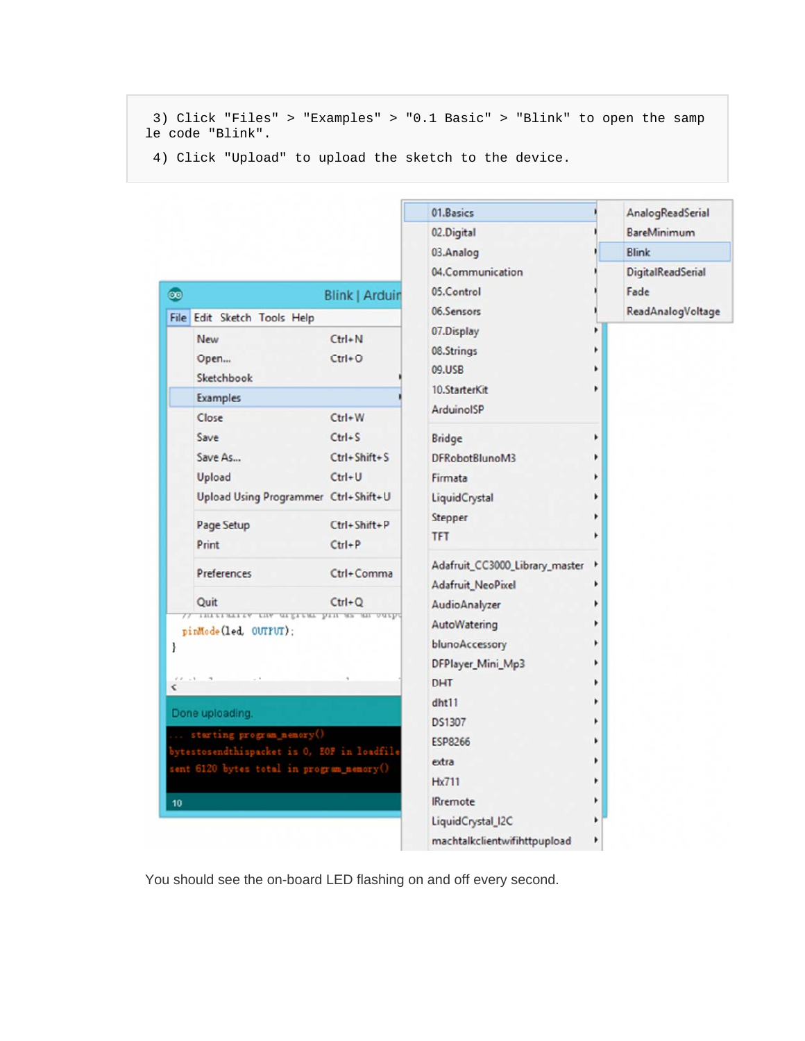```
3) Click "Files" > "Examples" > "0.1 Basic" > "Blink" to open the samp
le code "Blink".
4) Click "Upload" to upload the sketch to the device.
```

You should see the on-board LED flashing on and off every second.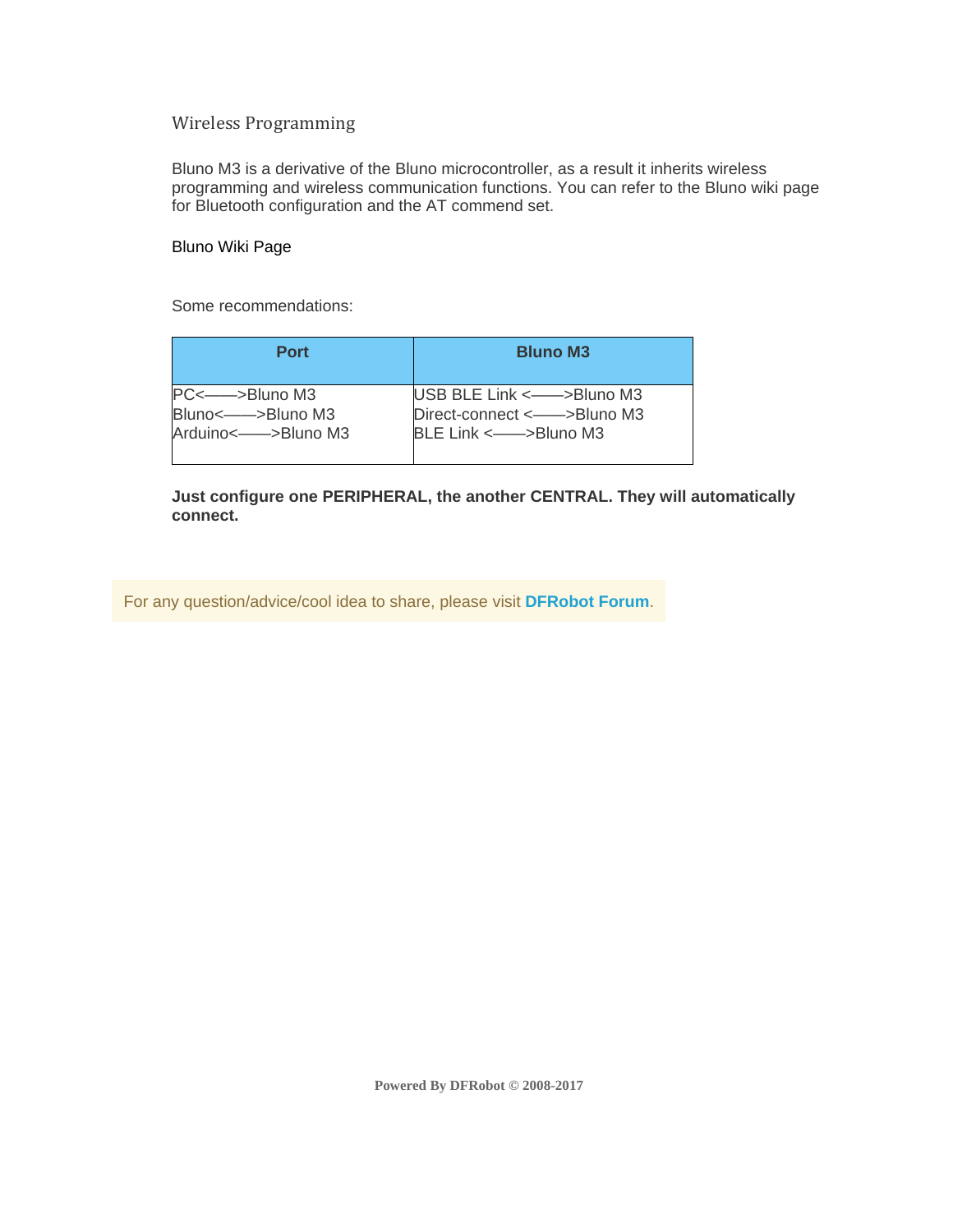## Wireless Programming

Bluno M3 is a derivative of the Bluno microcontroller, as a result it inherits wireless programming and wireless communication functions. You can refer to the Bluno wiki page for Bluetooth configuration and the AT commend set.

Bluno Wiki Page

Some recommendations:

| Port | Bluno M3 |
|---|---|
| PC<——>Bluno M3<br>Bluno<——>Bluno M3<br>Arduino<——>Bluno M3 | USB BLE Link <——>Bluno M3<br>Direct-connect <——>Bluno M3<br>BLE Link <——>Bluno M3 |

**Just configure one PERIPHERAL, the another CENTRAL. They will automatically connect.**

For any question/advice/cool idea to share, please visit **DFRobot Forum**.